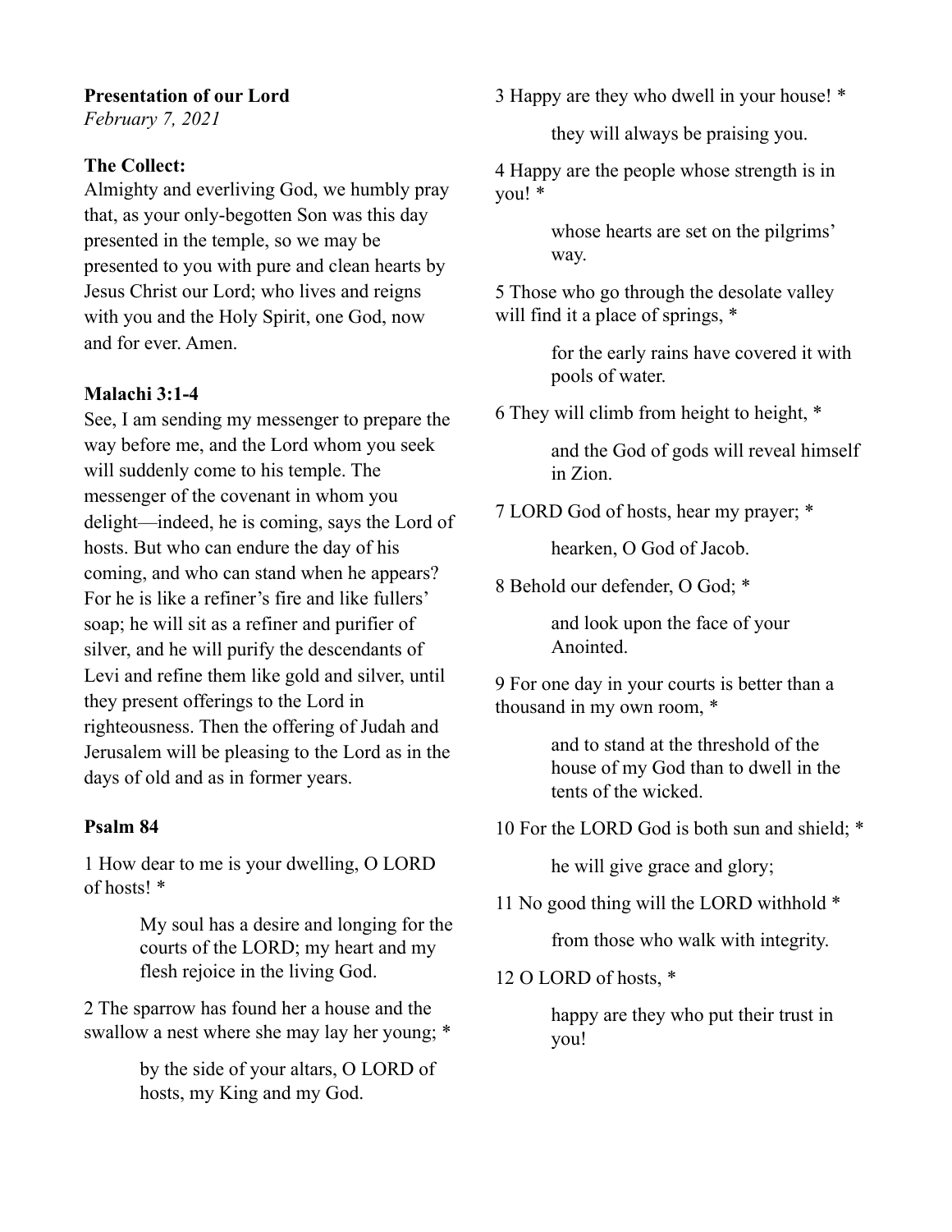**Presentation of our Lord**

*February 7, 2021*

**The Collect:**

Almighty and everliving God, we humbly pray that, as your only-begotten Son was this day presented in the temple, so we may be presented to you with pure and clean hearts by Jesus Christ our Lord; who lives and reigns with you and the Holy Spirit, one God, now and for ever. Amen.

**Malachi 3:1-4**

See, I am sending my messenger to prepare the way before me, and the Lord whom you seek will suddenly come to his temple. The messenger of the covenant in whom you delight—indeed, he is coming, says the Lord of hosts. But who can endure the day of his coming, and who can stand when he appears? For he is like a refiner's fire and like fullers' soap; he will sit as a refiner and purifier of silver, and he will purify the descendants of Levi and refine them like gold and silver, until they present offerings to the Lord in righteousness. Then the offering of Judah and Jerusalem will be pleasing to the Lord as in the days of old and as in former years.

**Psalm 84**

1 How dear to me is your dwelling, O LORD of hosts! *

> My soul has a desire and longing for the courts of the LORD; my heart and my flesh rejoice in the living God.

2 The sparrow has found her a house and the swallow a nest where she may lay her young; *

> by the side of your altars, O LORD of hosts, my King and my God.

3 Happy are they who dwell in your house! *

> they will always be praising you.

4 Happy are the people whose strength is in you! *

> whose hearts are set on the pilgrims' way.

5 Those who go through the desolate valley will find it a place of springs, *

> for the early rains have covered it with pools of water.

6 They will climb from height to height, *

> and the God of gods will reveal himself in Zion.

7 LORD God of hosts, hear my prayer; *

> hearken, O God of Jacob.

8 Behold our defender, O God; *

> and look upon the face of your Anointed.

9 For one day in your courts is better than a thousand in my own room, *

> and to stand at the threshold of the house of my God than to dwell in the tents of the wicked.

10 For the LORD God is both sun and shield; *

> he will give grace and glory;

11 No good thing will the LORD withhold *

> from those who walk with integrity.

12 O LORD of hosts, *

> happy are they who put their trust in you!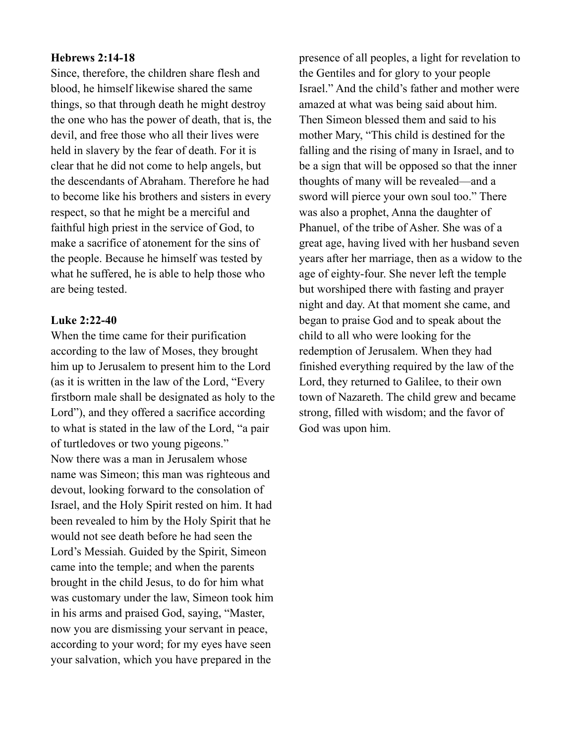**Hebrews 2:14-18**

Since, therefore, the children share flesh and blood, he himself likewise shared the same things, so that through death he might destroy the one who has the power of death, that is, the devil, and free those who all their lives were held in slavery by the fear of death. For it is clear that he did not come to help angels, but the descendants of Abraham. Therefore he had to become like his brothers and sisters in every respect, so that he might be a merciful and faithful high priest in the service of God, to make a sacrifice of atonement for the sins of the people. Because he himself was tested by what he suffered, he is able to help those who are being tested.

**Luke 2:22-40**

When the time came for their purification according to the law of Moses, they brought him up to Jerusalem to present him to the Lord (as it is written in the law of the Lord, "Every firstborn male shall be designated as holy to the Lord"), and they offered a sacrifice according to what is stated in the law of the Lord, "a pair of turtledoves or two young pigeons."
Now there was a man in Jerusalem whose name was Simeon; this man was righteous and devout, looking forward to the consolation of Israel, and the Holy Spirit rested on him. It had been revealed to him by the Holy Spirit that he would not see death before he had seen the Lord's Messiah. Guided by the Spirit, Simeon came into the temple; and when the parents brought in the child Jesus, to do for him what was customary under the law, Simeon took him in his arms and praised God, saying, "Master, now you are dismissing your servant in peace, according to your word; for my eyes have seen your salvation, which you have prepared in the presence of all peoples, a light for revelation to the Gentiles and for glory to your people Israel." And the child's father and mother were amazed at what was being said about him. Then Simeon blessed them and said to his mother Mary, "This child is destined for the falling and the rising of many in Israel, and to be a sign that will be opposed so that the inner thoughts of many will be revealed—and a sword will pierce your own soul too." There was also a prophet, Anna the daughter of Phanuel, of the tribe of Asher. She was of a great age, having lived with her husband seven years after her marriage, then as a widow to the age of eighty-four. She never left the temple but worshiped there with fasting and prayer night and day. At that moment she came, and began to praise God and to speak about the child to all who were looking for the redemption of Jerusalem. When they had finished everything required by the law of the Lord, they returned to Galilee, to their own town of Nazareth. The child grew and became strong, filled with wisdom; and the favor of God was upon him.